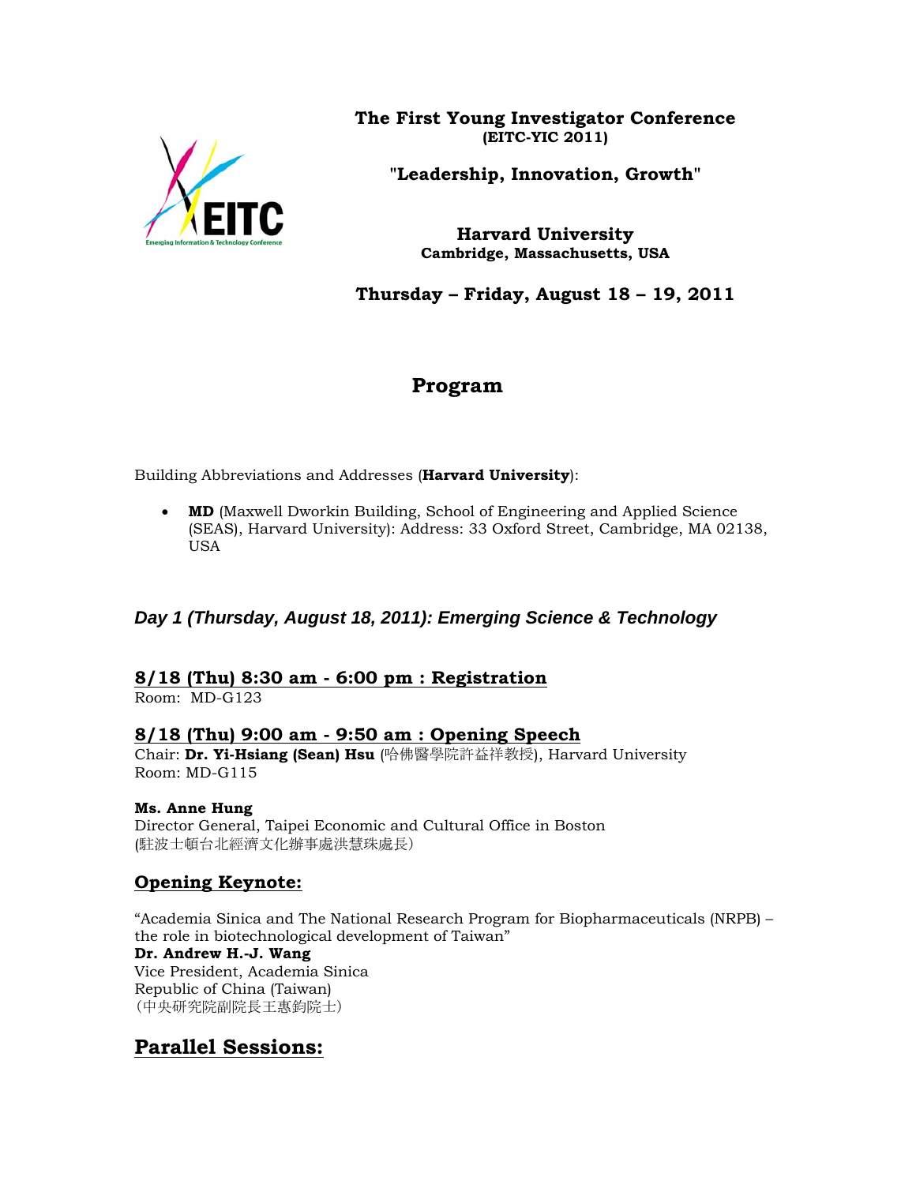**The First Young Investigator Conference**
**(EITC-YIC 2011)**

**"Leadership, Innovation, Growth"**

**Harvard University**
**Cambridge, Massachusetts, USA**

**Thursday – Friday, August 18 – 19, 2011**

# Program

Building Abbreviations and Addresses (**Harvard University**):

- **MD** (Maxwell Dworkin Building, School of Engineering and Applied Science (SEAS), Harvard University): Address: 33 Oxford Street, Cambridge, MA 02138, USA

## *Day 1 (Thursday, August 18, 2011): Emerging Science & Technology*

### 8/18 (Thu) 8:30 am - 6:00 pm : Registration

Room: MD-G123

### 8/18 (Thu) 9:00 am - 9:50 am : Opening Speech

Chair: **Dr. Yi-Hsiang (Sean) Hsu** (哈佛醫學院許益祥教授), Harvard University
Room: MD-G115

**Ms. Anne Hung**
Director General, Taipei Economic and Cultural Office in Boston
(駐波士頓台北經濟文化辦事處洪慧珠處長)

### Opening Keynote:

"Academia Sinica and The National Research Program for Biopharmaceuticals (NRPB) – the role in biotechnological development of Taiwan"
**Dr. Andrew H.-J. Wang**
Vice President, Academia Sinica
Republic of China (Taiwan)
(中央研究院副院長王惠鈞院士)

## Parallel Sessions: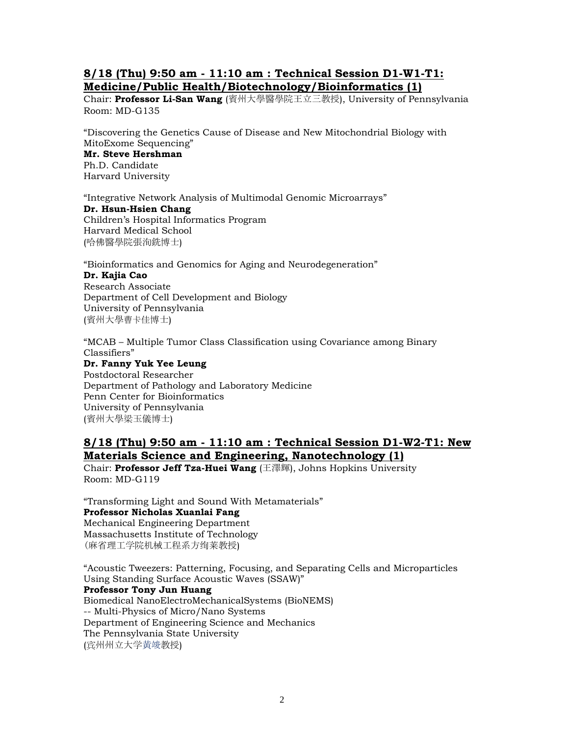## 8/18 (Thu) 9:50 am - 11:10 am : Technical Session D1-W1-T1: Medicine/Public Health/Biotechnology/Bioinformatics (1)

Chair: **Professor Li-San Wang** (賓州大學醫學院王立三教授), University of Pennsylvania
Room: MD-G135

"Discovering the Genetics Cause of Disease and New Mitochondrial Biology with MitoExome Sequencing"
**Mr. Steve Hershman**
Ph.D. Candidate
Harvard University

"Integrative Network Analysis of Multimodal Genomic Microarrays"
**Dr. Hsun-Hsien Chang**
Children's Hospital Informatics Program
Harvard Medical School
(哈佛醫學院張洵銑博士)

"Bioinformatics and Genomics for Aging and Neurodegeneration"
**Dr. Kajia Cao**
Research Associate
Department of Cell Development and Biology
University of Pennsylvania
(賓州大學曹卡佳博士)

"MCAB – Multiple Tumor Class Classification using Covariance among Binary Classifiers"
**Dr. Fanny Yuk Yee Leung**
Postdoctoral Researcher
Department of Pathology and Laboratory Medicine
Penn Center for Bioinformatics
University of Pennsylvania
(賓州大學梁玉儀博士)

## 8/18 (Thu) 9:50 am - 11:10 am : Technical Session D1-W2-T1: New Materials Science and Engineering, Nanotechnology (1)

Chair: **Professor Jeff Tza-Huei Wang** (王澤輝), Johns Hopkins University
Room: MD-G119

"Transforming Light and Sound With Metamaterials"
**Professor Nicholas Xuanlai Fang**
Mechanical Engineering Department
Massachusetts Institute of Technology
(麻省理工学院机械工程系方绚莱教授)

"Acoustic Tweezers: Patterning, Focusing, and Separating Cells and Microparticles Using Standing Surface Acoustic Waves (SSAW)"
**Professor Tony Jun Huang**
Biomedical NanoElectroMechanicalSystems (BioNEMS)
-- Multi-Physics of Micro/Nano Systems
Department of Engineering Science and Mechanics
The Pennsylvania State University
(宾州州立大学黄竣教授)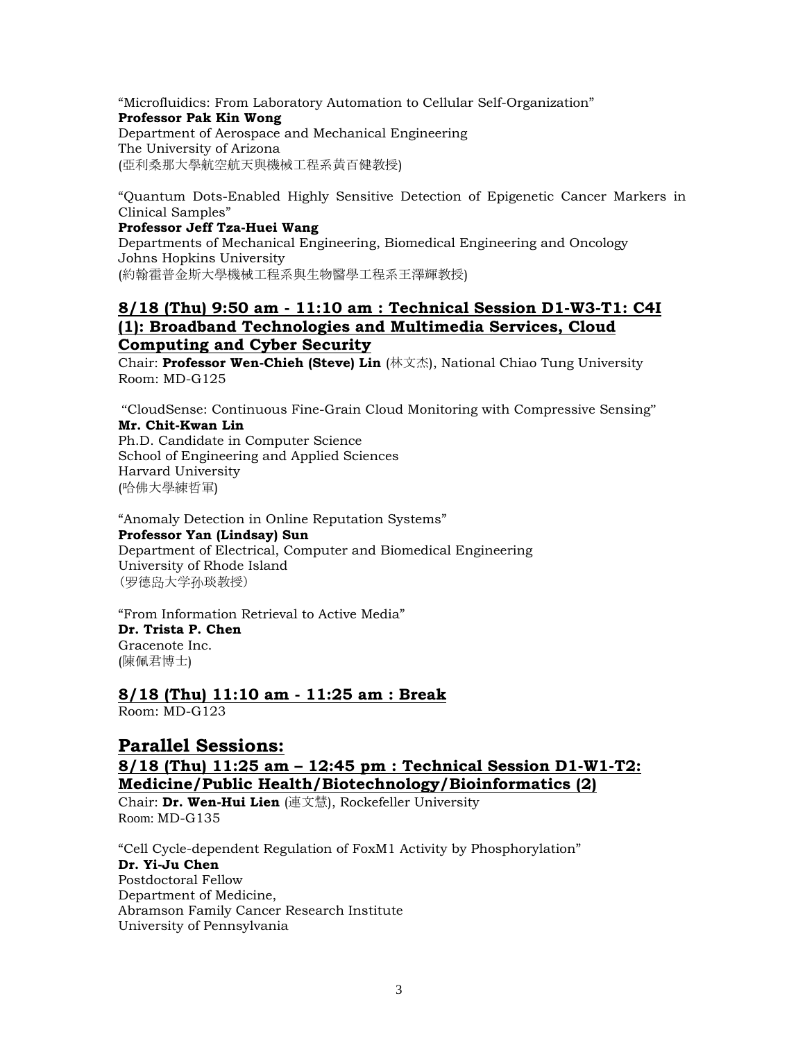"Microfluidics: From Laboratory Automation to Cellular Self-Organization"
**Professor Pak Kin Wong**
Department of Aerospace and Mechanical Engineering
The University of Arizona
(亞利桑那大學航空航天與機械工程系黃百健教授)

"Quantum Dots-Enabled Highly Sensitive Detection of Epigenetic Cancer Markers in Clinical Samples"
**Professor Jeff Tza-Huei Wang**
Departments of Mechanical Engineering, Biomedical Engineering and Oncology
Johns Hopkins University
(約翰霍普金斯大學機械工程系與生物醫學工程系王澤輝教授)

## 8/18 (Thu) 9:50 am - 11:10 am : Technical Session D1-W3-T1: C4I (1): Broadband Technologies and Multimedia Services, Cloud Computing and Cyber Security

Chair: **Professor Wen-Chieh (Steve) Lin** (林文杰), National Chiao Tung University
Room: MD-G125

"CloudSense: Continuous Fine-Grain Cloud Monitoring with Compressive Sensing"
**Mr. Chit-Kwan Lin**
Ph.D. Candidate in Computer Science
School of Engineering and Applied Sciences
Harvard University
(哈佛大學練哲軍)

"Anomaly Detection in Online Reputation Systems"
**Professor Yan (Lindsay) Sun**
Department of Electrical, Computer and Biomedical Engineering
University of Rhode Island
(罗德岛大学孙琰教授)

"From Information Retrieval to Active Media"
**Dr. Trista P. Chen**
Gracenote Inc.
(陳佩君博士)

## 8/18 (Thu) 11:10 am - 11:25 am : Break

Room: MD-G123

# Parallel Sessions:

## 8/18 (Thu) 11:25 am – 12:45 pm : Technical Session D1-W1-T2: Medicine/Public Health/Biotechnology/Bioinformatics (2)

Chair: **Dr. Wen-Hui Lien** (連文慧), Rockefeller University
Room: MD-G135

"Cell Cycle-dependent Regulation of FoxM1 Activity by Phosphorylation"
**Dr. Yi-Ju Chen**
Postdoctoral Fellow
Department of Medicine,
Abramson Family Cancer Research Institute
University of Pennsylvania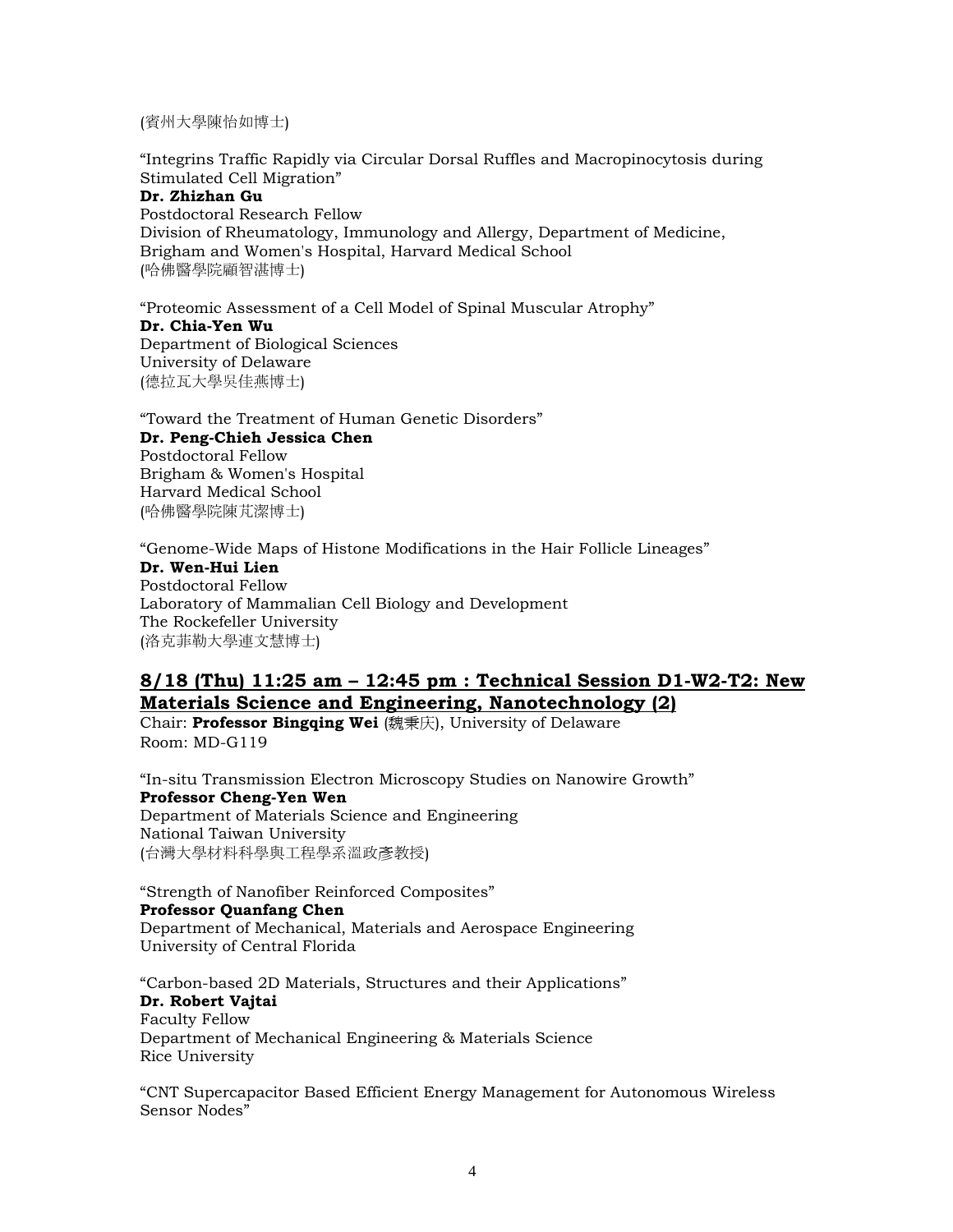(賓州大學陳怡如博士)

"Integrins Traffic Rapidly via Circular Dorsal Ruffles and Macropinocytosis during Stimulated Cell Migration"
**Dr. Zhizhan Gu**
Postdoctoral Research Fellow
Division of Rheumatology, Immunology and Allergy, Department of Medicine, Brigham and Women's Hospital, Harvard Medical School
(哈佛醫學院顧智湛博士)

"Proteomic Assessment of a Cell Model of Spinal Muscular Atrophy"
**Dr. Chia-Yen Wu**
Department of Biological Sciences
University of Delaware
(德拉瓦大學吳佳燕博士)

"Toward the Treatment of Human Genetic Disorders"
**Dr. Peng-Chieh Jessica Chen**
Postdoctoral Fellow
Brigham & Women's Hospital
Harvard Medical School
(哈佛醫學院陳芃潔博士)

"Genome-Wide Maps of Histone Modifications in the Hair Follicle Lineages"
**Dr. Wen-Hui Lien**
Postdoctoral Fellow
Laboratory of Mammalian Cell Biology and Development
The Rockefeller University
(洛克菲勒大學連文慧博士)

## 8/18 (Thu) 11:25 am – 12:45 pm : Technical Session D1-W2-T2: New Materials Science and Engineering, Nanotechnology (2)

Chair: **Professor Bingqing Wei** (魏秉庆), University of Delaware
Room: MD-G119

"In-situ Transmission Electron Microscopy Studies on Nanowire Growth"
**Professor Cheng-Yen Wen**
Department of Materials Science and Engineering
National Taiwan University
(台灣大學材料科學與工程學系溫政彥教授)

"Strength of Nanofiber Reinforced Composites"
**Professor Quanfang Chen**
Department of Mechanical, Materials and Aerospace Engineering
University of Central Florida

"Carbon-based 2D Materials, Structures and their Applications"
**Dr. Robert Vajtai**
Faculty Fellow
Department of Mechanical Engineering & Materials Science
Rice University

"CNT Supercapacitor Based Efficient Energy Management for Autonomous Wireless Sensor Nodes"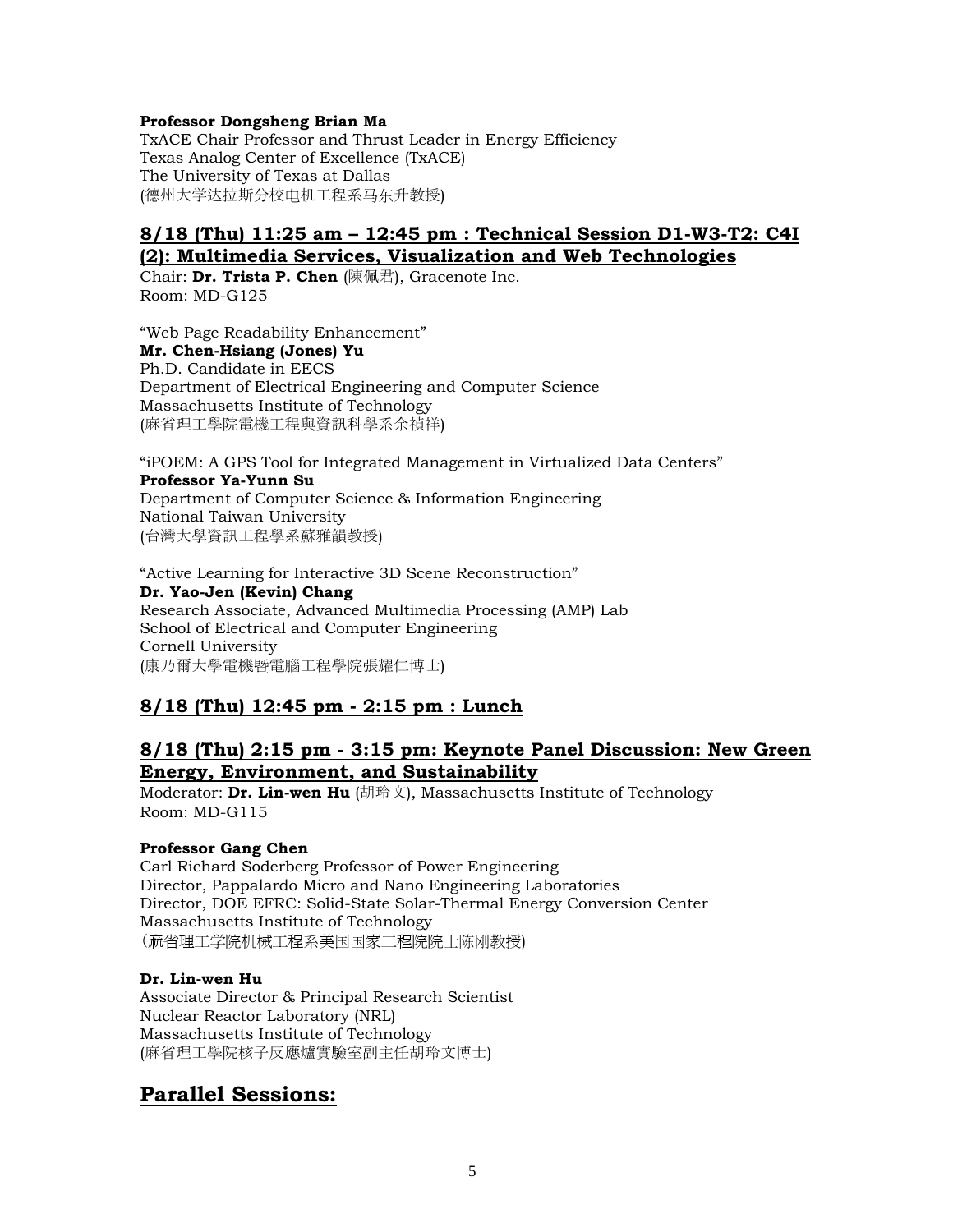**Professor Dongsheng Brian Ma**
TxACE Chair Professor and Thrust Leader in Energy Efficiency
Texas Analog Center of Excellence (TxACE)
The University of Texas at Dallas
(德州大学达拉斯分校电机工程系马东升教授)

## 8/18 (Thu) 11:25 am – 12:45 pm : Technical Session D1-W3-T2: C4I (2): Multimedia Services, Visualization and Web Technologies

Chair: **Dr. Trista P. Chen** (陳佩君), Gracenote Inc.
Room: MD-G125

"Web Page Readability Enhancement"
**Mr. Chen-Hsiang (Jones) Yu**
Ph.D. Candidate in EECS
Department of Electrical Engineering and Computer Science
Massachusetts Institute of Technology
(麻省理工學院電機工程與資訊科學系余禎祥)

"iPOEM: A GPS Tool for Integrated Management in Virtualized Data Centers"
**Professor Ya-Yunn Su**
Department of Computer Science & Information Engineering
National Taiwan University
(台灣大學資訊工程學系蘇雅韻教授)

"Active Learning for Interactive 3D Scene Reconstruction"
**Dr. Yao-Jen (Kevin) Chang**
Research Associate, Advanced Multimedia Processing (AMP) Lab
School of Electrical and Computer Engineering
Cornell University
(康乃爾大學電機暨電腦工程學院張耀仁博士)

## 8/18 (Thu) 12:45 pm - 2:15 pm : Lunch

## 8/18 (Thu) 2:15 pm - 3:15 pm: Keynote Panel Discussion: New Green Energy, Environment, and Sustainability

Moderator: **Dr. Lin-wen Hu** (胡玲文), Massachusetts Institute of Technology
Room: MD-G115

**Professor Gang Chen**
Carl Richard Soderberg Professor of Power Engineering
Director, Pappalardo Micro and Nano Engineering Laboratories
Director, DOE EFRC: Solid-State Solar-Thermal Energy Conversion Center
Massachusetts Institute of Technology
(麻省理工学院机械工程系美国国家工程院院士陈刚教授)

**Dr. Lin-wen Hu**
Associate Director & Principal Research Scientist
Nuclear Reactor Laboratory (NRL)
Massachusetts Institute of Technology
(麻省理工學院核子反應爐實驗室副主任胡玲文博士)

# Parallel Sessions: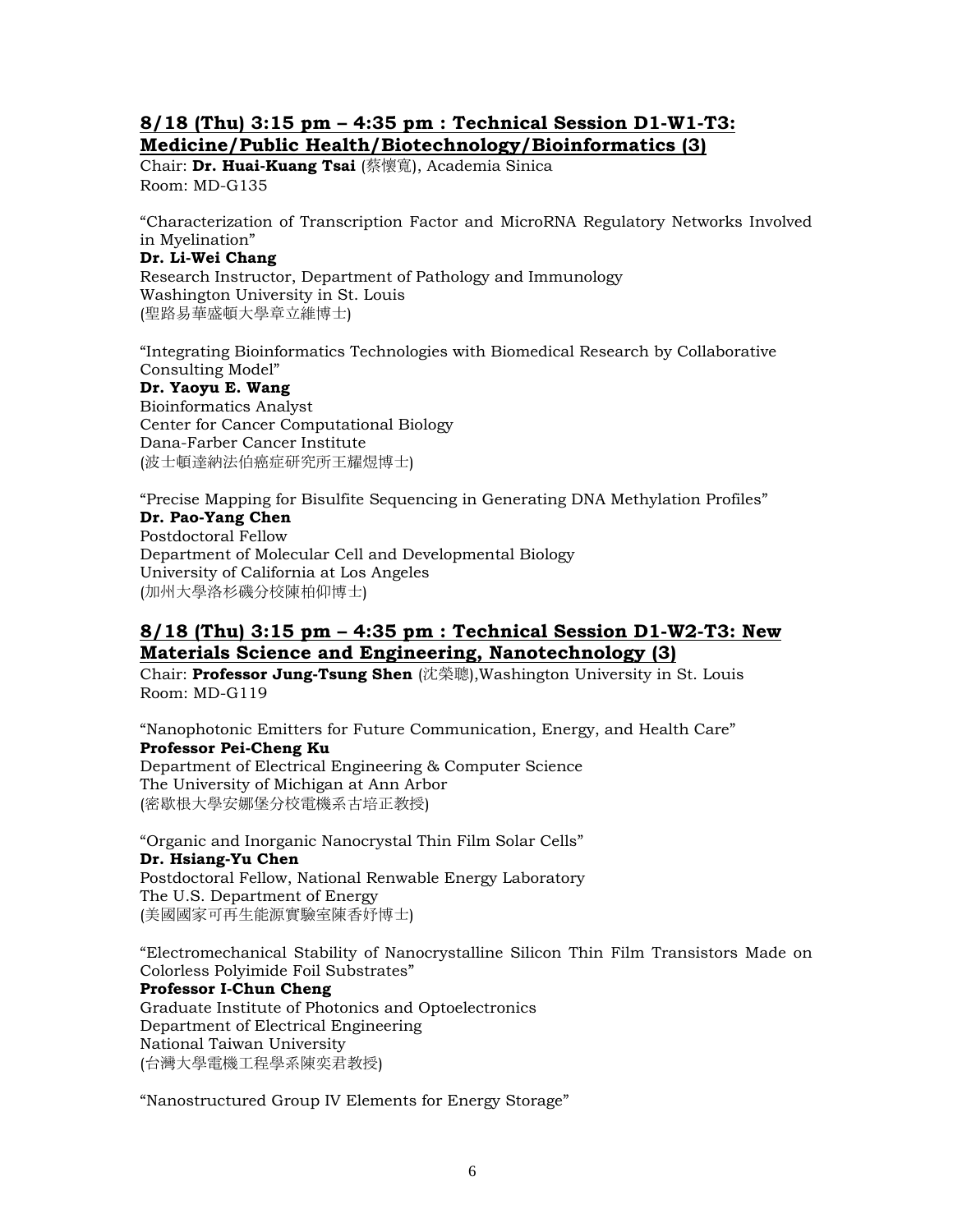## 8/18 (Thu) 3:15 pm – 4:35 pm : Technical Session D1-W1-T3: Medicine/Public Health/Biotechnology/Bioinformatics (3)

Chair: **Dr. Huai-Kuang Tsai** (蔡懷寬), Academia Sinica
Room: MD-G135

"Characterization of Transcription Factor and MicroRNA Regulatory Networks Involved in Myelination"
**Dr. Li-Wei Chang**
Research Instructor, Department of Pathology and Immunology
Washington University in St. Louis
(聖路易華盛頓大學章立維博士)

"Integrating Bioinformatics Technologies with Biomedical Research by Collaborative Consulting Model"
**Dr. Yaoyu E. Wang**
Bioinformatics Analyst
Center for Cancer Computational Biology
Dana-Farber Cancer Institute
(波士頓達納法伯癌症研究所王耀煜博士)

"Precise Mapping for Bisulfite Sequencing in Generating DNA Methylation Profiles"
**Dr. Pao-Yang Chen**
Postdoctoral Fellow
Department of Molecular Cell and Developmental Biology
University of California at Los Angeles
(加州大學洛杉磯分校陳柏仰博士)

## 8/18 (Thu) 3:15 pm – 4:35 pm : Technical Session D1-W2-T3: New Materials Science and Engineering, Nanotechnology (3)

Chair: **Professor Jung-Tsung Shen** (沈榮聰),Washington University in St. Louis
Room: MD-G119

"Nanophotonic Emitters for Future Communication, Energy, and Health Care"
**Professor Pei-Cheng Ku**
Department of Electrical Engineering & Computer Science
The University of Michigan at Ann Arbor
(密歇根大學安娜堡分校電機系古培正教授)

"Organic and Inorganic Nanocrystal Thin Film Solar Cells"
**Dr. Hsiang-Yu Chen**
Postdoctoral Fellow, National Renwable Energy Laboratory
The U.S. Department of Energy
(美國國家可再生能源實驗室陳香妤博士)

"Electromechanical Stability of Nanocrystalline Silicon Thin Film Transistors Made on Colorless Polyimide Foil Substrates"
**Professor I-Chun Cheng**
Graduate Institute of Photonics and Optoelectronics
Department of Electrical Engineering
National Taiwan University
(台灣大學電機工程學系陳奕君教授)

"Nanostructured Group IV Elements for Energy Storage"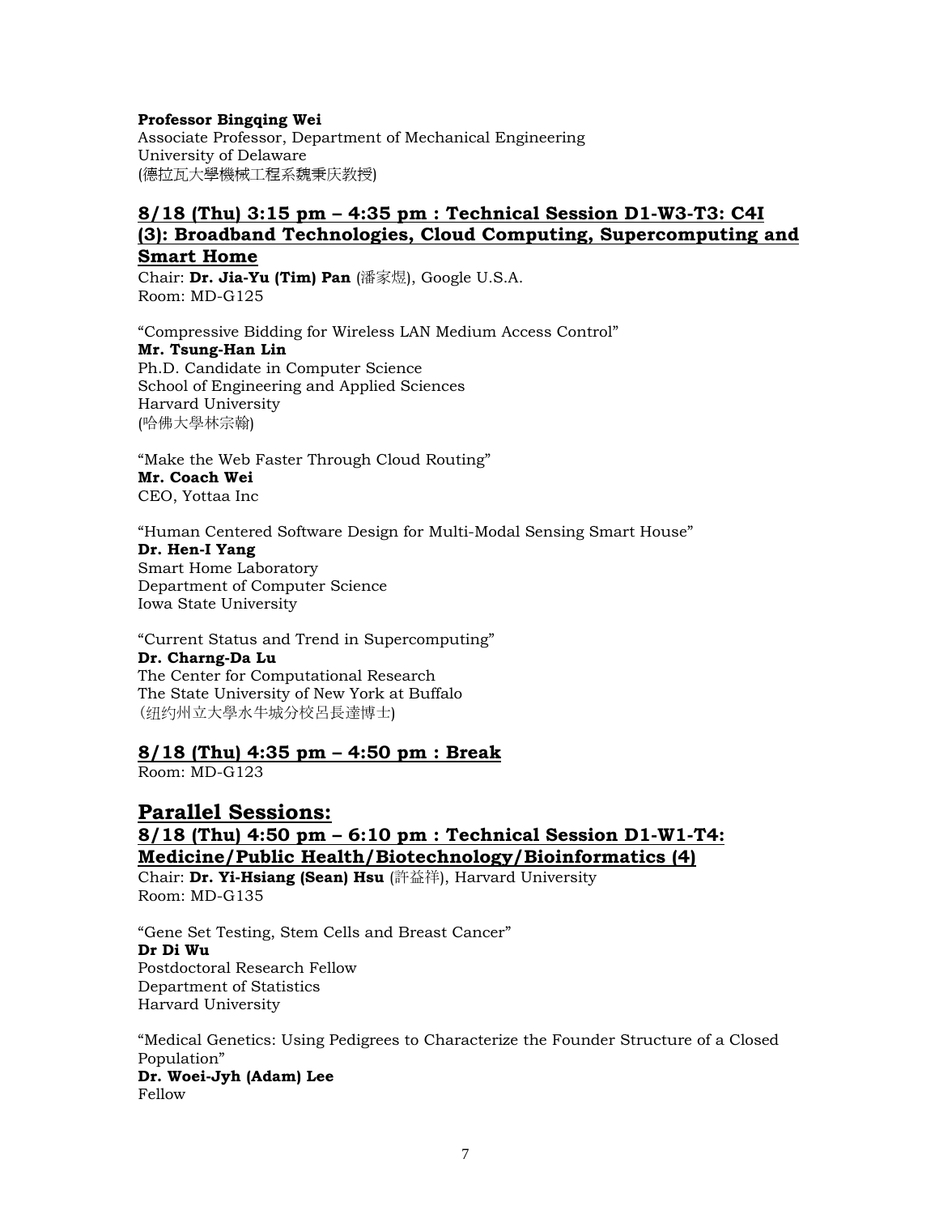**Professor Bingqing Wei**
Associate Professor, Department of Mechanical Engineering
University of Delaware
(德拉瓦大學機械工程系魏秉庆教授)

## 8/18 (Thu) 3:15 pm – 4:35 pm : Technical Session D1-W3-T3: C4I (3): Broadband Technologies, Cloud Computing, Supercomputing and Smart Home

Chair: **Dr. Jia-Yu (Tim) Pan** (潘家煜), Google U.S.A.
Room: MD-G125

"Compressive Bidding for Wireless LAN Medium Access Control"
**Mr. Tsung-Han Lin**
Ph.D. Candidate in Computer Science
School of Engineering and Applied Sciences
Harvard University
(哈佛大學林宗翰)

"Make the Web Faster Through Cloud Routing"
**Mr. Coach Wei**
CEO, Yottaa Inc

"Human Centered Software Design for Multi-Modal Sensing Smart House"
**Dr. Hen-I Yang**
Smart Home Laboratory
Department of Computer Science
Iowa State University

"Current Status and Trend in Supercomputing"
**Dr. Charng-Da Lu**
The Center for Computational Research
The State University of New York at Buffalo
(纽约州立大學水牛城分校呂長達博士)

## 8/18 (Thu) 4:35 pm – 4:50 pm : Break

Room: MD-G123

# Parallel Sessions:

## 8/18 (Thu) 4:50 pm – 6:10 pm : Technical Session D1-W1-T4: Medicine/Public Health/Biotechnology/Bioinformatics (4)

Chair: **Dr. Yi-Hsiang (Sean) Hsu** (許益祥), Harvard University
Room: MD-G135

"Gene Set Testing, Stem Cells and Breast Cancer"
**Dr Di Wu**
Postdoctoral Research Fellow
Department of Statistics
Harvard University

"Medical Genetics: Using Pedigrees to Characterize the Founder Structure of a Closed Population"
**Dr. Woei-Jyh (Adam) Lee**
Fellow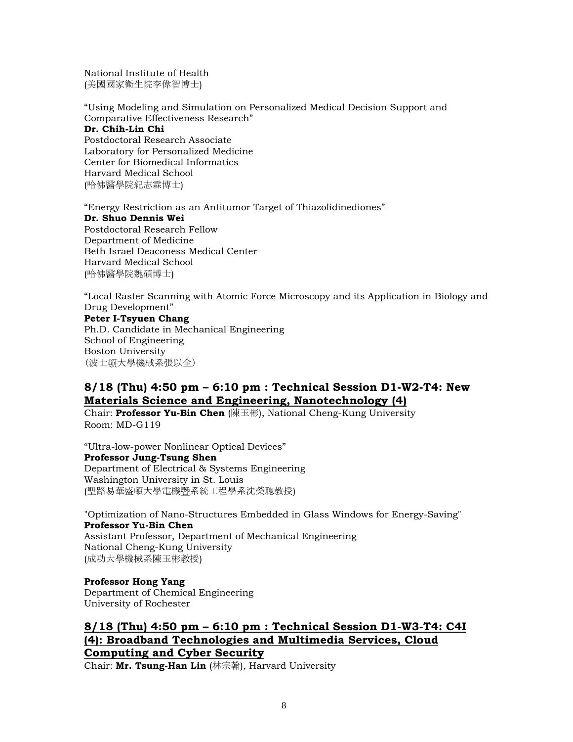National Institute of Health
(美國國家衛生院李偉智博士)

“Using Modeling and Simulation on Personalized Medical Decision Support and Comparative Effectiveness Research”
**Dr. Chih-Lin Chi**
Postdoctoral Research Associate
Laboratory for Personalized Medicine
Center for Biomedical Informatics
Harvard Medical School
(哈佛醫學院紀志霖博士)

“Energy Restriction as an Antitumor Target of Thiazolidinediones”
**Dr. Shuo Dennis Wei**
Postdoctoral Research Fellow
Department of Medicine
Beth Israel Deaconess Medical Center
Harvard Medical School
(哈佛醫學院魏碩博士)

“Local Raster Scanning with Atomic Force Microscopy and its Application in Biology and Drug Development”
**Peter I-Tsyuen Chang**
Ph.D. Candidate in Mechanical Engineering
School of Engineering
Boston University
(波士頓大學機械系張以全)

## 8/18 (Thu) 4:50 pm – 6:10 pm : Technical Session D1-W2-T4: New Materials Science and Engineering, Nanotechnology (4)

Chair: **Professor Yu-Bin Chen** (陳玉彬), National Cheng-Kung University
Room: MD-G119

“Ultra-low-power Nonlinear Optical Devices”
**Professor Jung-Tsung Shen**
Department of Electrical & Systems Engineering
Washington University in St. Louis
(聖路易華盛頓大學電機暨系統工程學系沈榮聰教授)

"Optimization of Nano-Structures Embedded in Glass Windows for Energy-Saving"
**Professor Yu-Bin Chen**
Assistant Professor, Department of Mechanical Engineering
National Cheng-Kung University
(成功大學機械系陳玉彬教授)

**Professor Hong Yang**
Department of Chemical Engineering
University of Rochester

## 8/18 (Thu) 4:50 pm – 6:10 pm : Technical Session D1-W3-T4: C4I (4): Broadband Technologies and Multimedia Services, Cloud Computing and Cyber Security

Chair: **Mr. Tsung-Han Lin** (林宗翰), Harvard University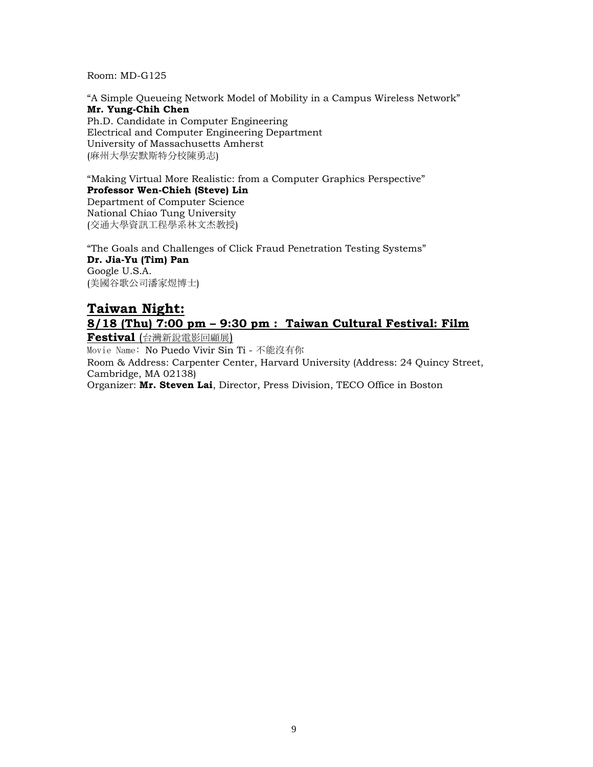Room: MD-G125

"A Simple Queueing Network Model of Mobility in a Campus Wireless Network"
**Mr. Yung-Chih Chen**
Ph.D. Candidate in Computer Engineering
Electrical and Computer Engineering Department
University of Massachusetts Amherst
(麻州大學安默斯特分校陳勇志)

"Making Virtual More Realistic: from a Computer Graphics Perspective"
**Professor Wen-Chieh (Steve) Lin**
Department of Computer Science
National Chiao Tung University
(交通大學資訊工程學系林文杰教授)

"The Goals and Challenges of Click Fraud Penetration Testing Systems"
**Dr. Jia-Yu (Tim) Pan**
Google U.S.A.
(美國谷歌公司潘家煜博士)

## Taiwan Night:

### 8/18 (Thu) 7:00 pm – 9:30 pm : Taiwan Cultural Festival: Film Festival (台灣新銳電影回顧展)

Movie Name: No Puedo Vivir Sin Ti - 不能沒有你
Room & Address: Carpenter Center, Harvard University (Address: 24 Quincy Street, Cambridge, MA 02138)
Organizer: **Mr. Steven Lai**, Director, Press Division, TECO Office in Boston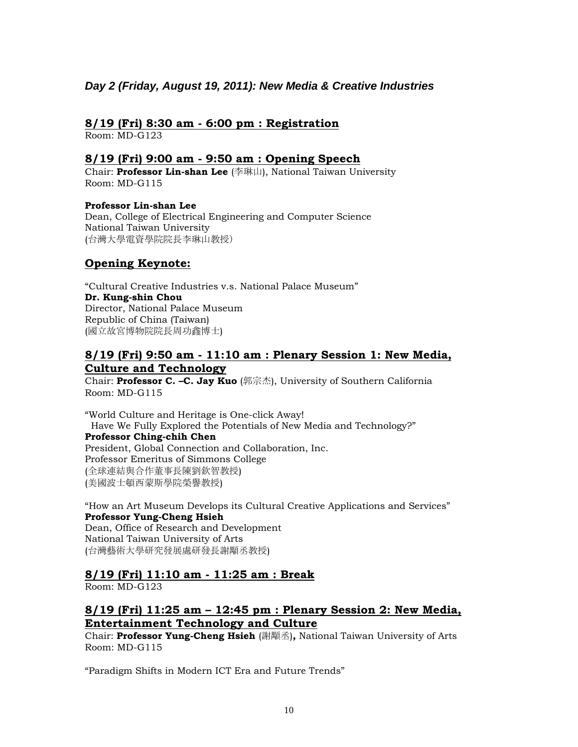## *Day 2 (Friday, August 19, 2011): New Media & Creative Industries*

### 8/19 (Fri) 8:30 am - 6:00 pm : Registration

Room: MD-G123

### 8/19 (Fri) 9:00 am - 9:50 am : Opening Speech

Chair: **Professor Lin-shan Lee** (李琳山), National Taiwan University
Room: MD-G115

**Professor Lin-shan Lee**
Dean, College of Electrical Engineering and Computer Science
National Taiwan University
(台灣大學電資學院院長李琳山教授)

### Opening Keynote:

“Cultural Creative Industries v.s. National Palace Museum”
**Dr. Kung-shin Chou**
Director, National Palace Museum
Republic of China (Taiwan)
(國立故宮博物院院長周功鑫博士)

### 8/19 (Fri) 9:50 am - 11:10 am : Plenary Session 1: New Media, Culture and Technology

Chair: **Professor C. –C. Jay Kuo** (郭宗杰), University of Southern California
Room: MD-G115

“World Culture and Heritage is One-click Away!
Have We Fully Explored the Potentials of New Media and Technology?”
**Professor Ching-chih Chen**
President, Global Connection and Collaboration, Inc.
Professor Emeritus of Simmons College
(全球連結與合作董事長陳劉欽智教授)
(美國波士頓西蒙斯學院榮譽教授)

“How an Art Museum Develops its Cultural Creative Applications and Services”
**Professor Yung-Cheng Hsieh**
Dean, Office of Research and Development
National Taiwan University of Arts
(台灣藝術大學研究發展處研發長謝顒丞教授)

### 8/19 (Fri) 11:10 am - 11:25 am : Break

Room: MD-G123

### 8/19 (Fri) 11:25 am – 12:45 pm : Plenary Session 2: New Media, Entertainment Technology and Culture

Chair: **Professor Yung-Cheng Hsieh** (謝顒丞)**,** National Taiwan University of Arts
Room: MD-G115

“Paradigm Shifts in Modern ICT Era and Future Trends”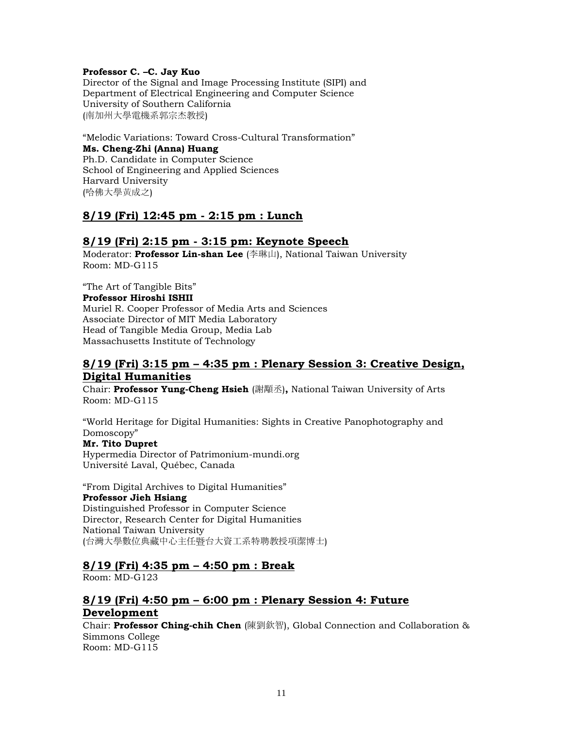**Professor C. –C. Jay Kuo**
Director of the Signal and Image Processing Institute (SIPI) and
Department of Electrical Engineering and Computer Science
University of Southern California
(南加州大學電機系郭宗杰教授)

"Melodic Variations: Toward Cross-Cultural Transformation"
**Ms. Cheng-Zhi (Anna) Huang**
Ph.D. Candidate in Computer Science
School of Engineering and Applied Sciences
Harvard University
(哈佛大學黃成之)

## 8/19 (Fri) 12:45 pm - 2:15 pm : Lunch

## 8/19 (Fri) 2:15 pm - 3:15 pm: Keynote Speech

Moderator: **Professor Lin-shan Lee** (李琳山), National Taiwan University
Room: MD-G115

"The Art of Tangible Bits"
**Professor Hiroshi ISHII**
Muriel R. Cooper Professor of Media Arts and Sciences
Associate Director of MIT Media Laboratory
Head of Tangible Media Group, Media Lab
Massachusetts Institute of Technology

## 8/19 (Fri) 3:15 pm – 4:35 pm : Plenary Session 3: Creative Design, Digital Humanities

Chair: **Professor Yung-Cheng Hsieh** (謝顒丞)**,** National Taiwan University of Arts
Room: MD-G115

"World Heritage for Digital Humanities: Sights in Creative Panophotography and Domoscopy"
**Mr. Tito Dupret**
Hypermedia Director of Patrimonium-mundi.org
Université Laval, Québec, Canada

"From Digital Archives to Digital Humanities"
**Professor Jieh Hsiang**
Distinguished Professor in Computer Science
Director, Research Center for Digital Humanities
National Taiwan University
(台灣大學數位典藏中心主任暨台大資工系特聘教授項潔博士)

## 8/19 (Fri) 4:35 pm – 4:50 pm : Break

Room: MD-G123

## 8/19 (Fri) 4:50 pm – 6:00 pm : Plenary Session 4: Future Development

Chair: **Professor Ching-chih Chen** (陳劉欽智), Global Connection and Collaboration & Simmons College
Room: MD-G115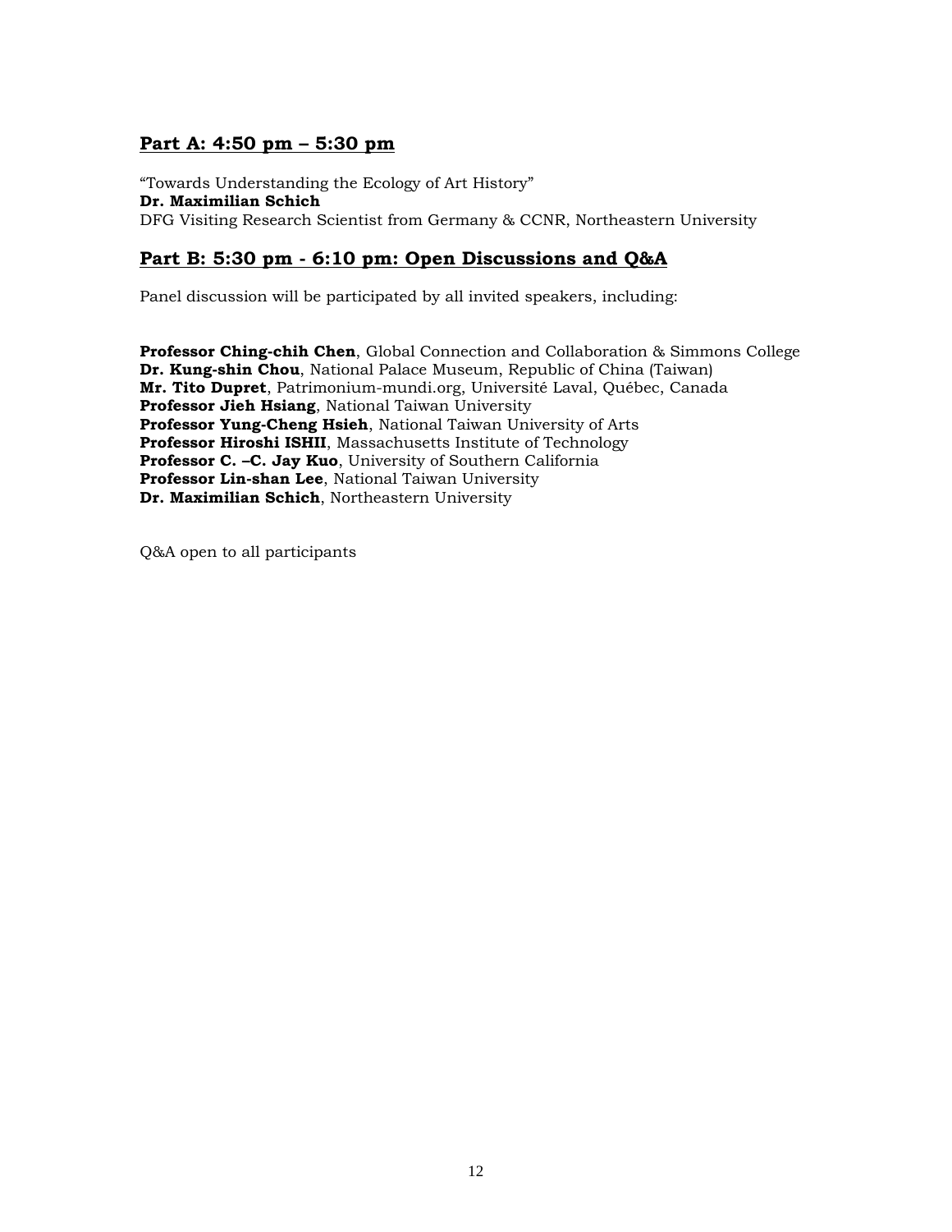## Part A: 4:50 pm – 5:30 pm

"Towards Understanding the Ecology of Art History"
**Dr. Maximilian Schich**
DFG Visiting Research Scientist from Germany & CCNR, Northeastern University

## Part B: 5:30 pm - 6:10 pm: Open Discussions and Q&A

Panel discussion will be participated by all invited speakers, including:

**Professor Ching-chih Chen**, Global Connection and Collaboration & Simmons College
**Dr. Kung-shin Chou**, National Palace Museum, Republic of China (Taiwan)
**Mr. Tito Dupret**, Patrimonium-mundi.org, Université Laval, Québec, Canada
**Professor Jieh Hsiang**, National Taiwan University
**Professor Yung-Cheng Hsieh**, National Taiwan University of Arts
**Professor Hiroshi ISHII**, Massachusetts Institute of Technology
**Professor C. –C. Jay Kuo**, University of Southern California
**Professor Lin-shan Lee**, National Taiwan University
**Dr. Maximilian Schich**, Northeastern University

Q&A open to all participants